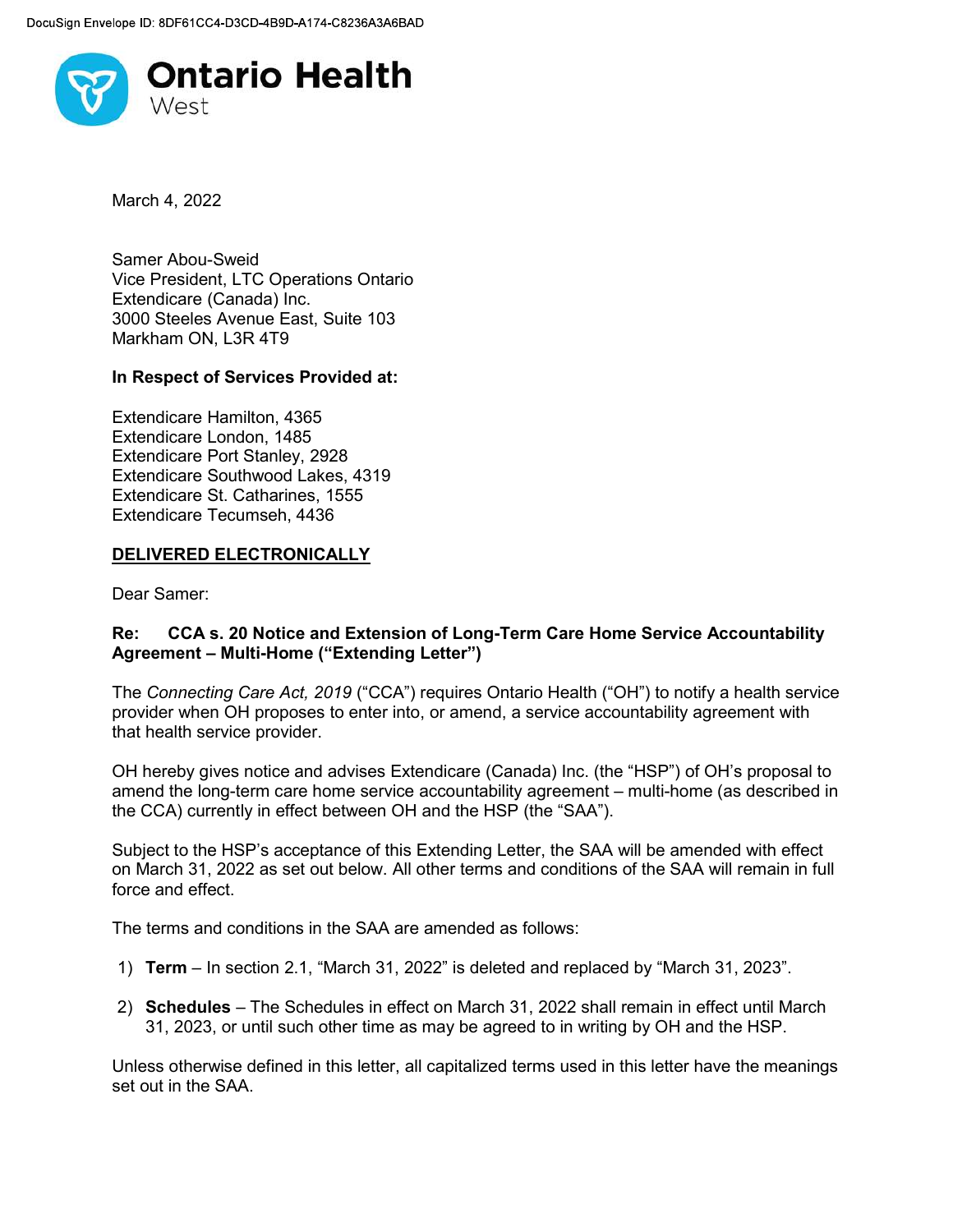DocuSign Envelope ID: 8DF61CC4-D3CD-4B9D-A174-C8236A3A6BAD

**Ontario Health**
West

March 4, 2022

Samer Abou-Sweid
Vice President, LTC Operations Ontario
Extendicare (Canada) Inc.
3000 Steeles Avenue East, Suite 103
Markham ON, L3R 4T9

**In Respect of Services Provided at:**

Extendicare Hamilton, 4365
Extendicare London, 1485
Extendicare Port Stanley, 2928
Extendicare Southwood Lakes, 4319
Extendicare St. Catharines, 1555
Extendicare Tecumseh, 4436

**DELIVERED ELECTRONICALLY**

Dear Samer:

**Re: CCA s. 20 Notice and Extension of Long-Term Care Home Service Accountability Agreement – Multi-Home ("Extending Letter")**

The *Connecting Care Act, 2019* ("CCA") requires Ontario Health ("OH") to notify a health service provider when OH proposes to enter into, or amend, a service accountability agreement with that health service provider.

OH hereby gives notice and advises Extendicare (Canada) Inc. (the "HSP") of OH's proposal to amend the long-term care home service accountability agreement – multi-home (as described in the CCA) currently in effect between OH and the HSP (the "SAA").

Subject to the HSP's acceptance of this Extending Letter, the SAA will be amended with effect on March 31, 2022 as set out below. All other terms and conditions of the SAA will remain in full force and effect.

The terms and conditions in the SAA are amended as follows:

1) **Term** – In section 2.1, "March 31, 2022" is deleted and replaced by "March 31, 2023".
2) **Schedules** – The Schedules in effect on March 31, 2022 shall remain in effect until March 31, 2023, or until such other time as may be agreed to in writing by OH and the HSP.

Unless otherwise defined in this letter, all capitalized terms used in this letter have the meanings set out in the SAA.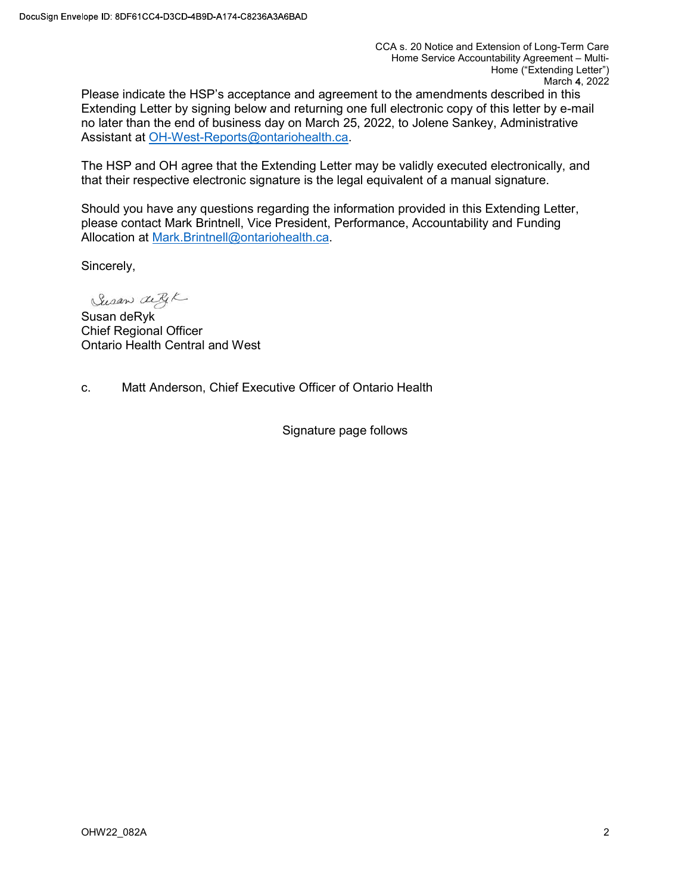Please indicate the HSP's acceptance and agreement to the amendments described in this Extending Letter by signing below and returning one full electronic copy of this letter by e-mail no later than the end of business day on March 25, 2022, to Jolene Sankey, Administrative Assistant at OH-West-Reports@ontariohealth.ca.

The HSP and OH agree that the Extending Letter may be validly executed electronically, and that their respective electronic signature is the legal equivalent of a manual signature.

Should you have any questions regarding the information provided in this Extending Letter, please contact Mark Brintnell, Vice President, Performance, Accountability and Funding Allocation at Mark.Brintnell@ontariohealth.ca.

Sincerely,

Susan deRyk
Chief Regional Officer
Ontario Health Central and West

c. Matt Anderson, Chief Executive Officer of Ontario Health

Signature page follows

OHW22_082A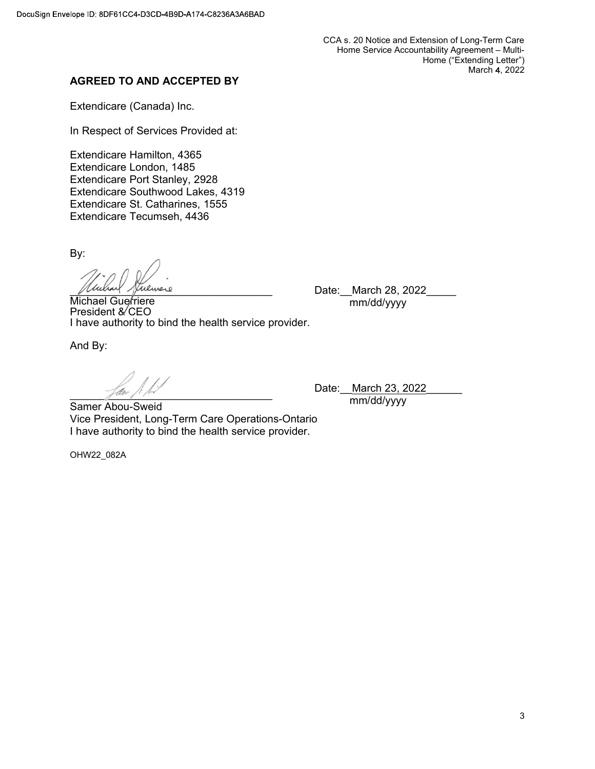**AGREED TO AND ACCEPTED BY**

Extendicare (Canada) Inc.

In Respect of Services Provided at:

Extendicare Hamilton, 4365
Extendicare London, 1485
Extendicare Port Stanley, 2928
Extendicare Southwood Lakes, 4319
Extendicare St. Catharines, 1555
Extendicare Tecumseh, 4436

By:

_______________________________ Date:__March 28, 2022_____
Michael Guerriere mm/dd/yyyy
President & CEO
I have authority to bind the health service provider.

And By:

_______________________________ Date:__March 23, 2022______
Samer Abou-Sweid mm/dd/yyyy
Vice President, Long-Term Care Operations-Ontario
I have authority to bind the health service provider.

OHW22_082A